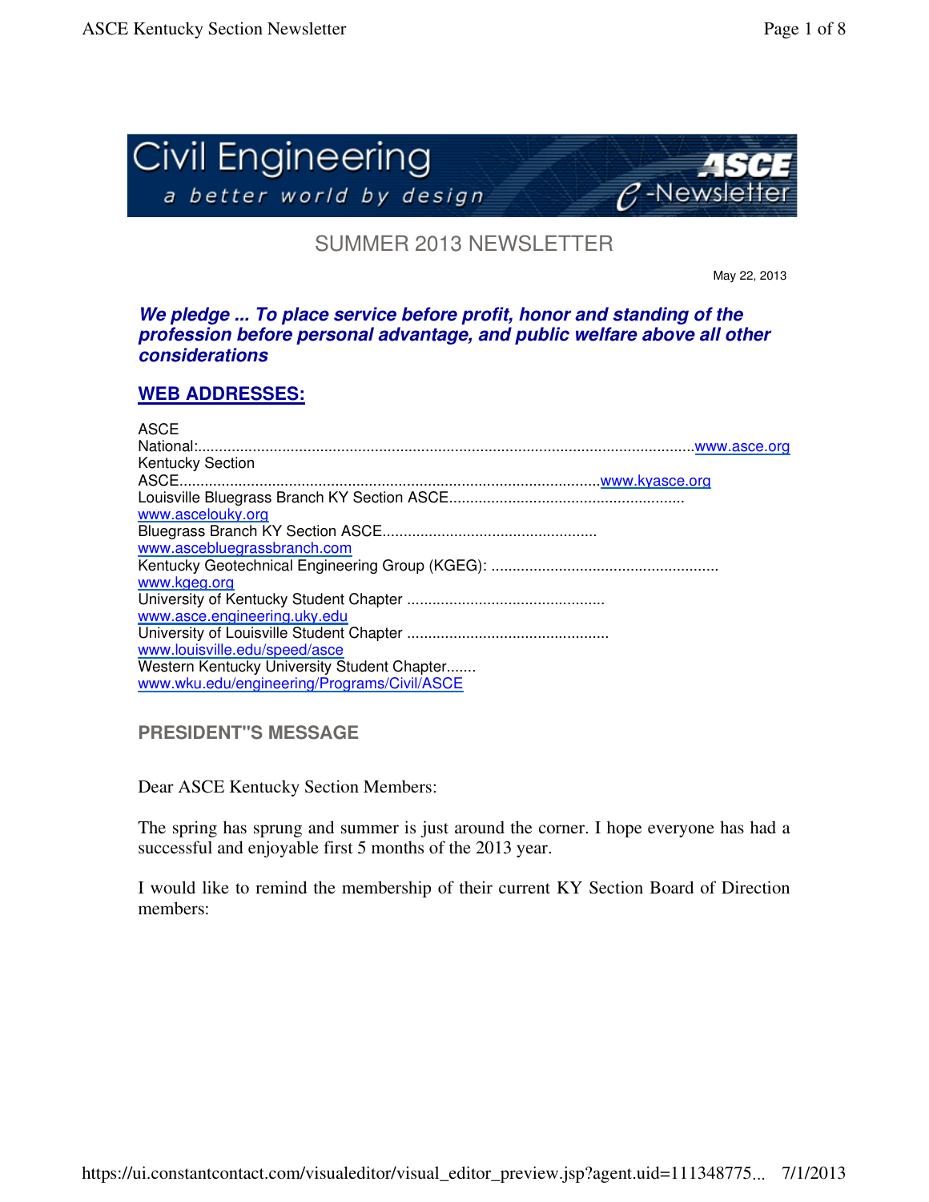Civil Engineering

a better world by design

ASCE e-Newsletter

## SUMMER 2013 NEWSLETTER

May 22, 2013

***We pledge ... To place service before profit, honor and standing of the profession before personal advantage, and public welfare above all other considerations***

## WEB ADDRESSES:

ASCE National:....................................................................................................................www.asce.org
Kentucky Section ASCE..................................................................................................www.kyasce.org
Louisville Bluegrass Branch KY Section ASCE........................................................ www.ascelouky.org
Bluegrass Branch KY Section ASCE.................................................. www.ascebluegrassbranch.com
Kentucky Geotechnical Engineering Group (KGEG): ..................................................... www.kgeg.org
University of Kentucky Student Chapter .............................................. www.asce.engineering.uky.edu
University of Louisville Student Chapter ............................................... www.louisville.edu/speed/asce
Western Kentucky University Student Chapter....... www.wku.edu/engineering/Programs/Civil/ASCE

### PRESIDENT"S MESSAGE

Dear ASCE Kentucky Section Members:

The spring has sprung and summer is just around the corner. I hope everyone has had a successful and enjoyable first 5 months of the 2013 year.

I would like to remind the membership of their current KY Section Board of Direction members: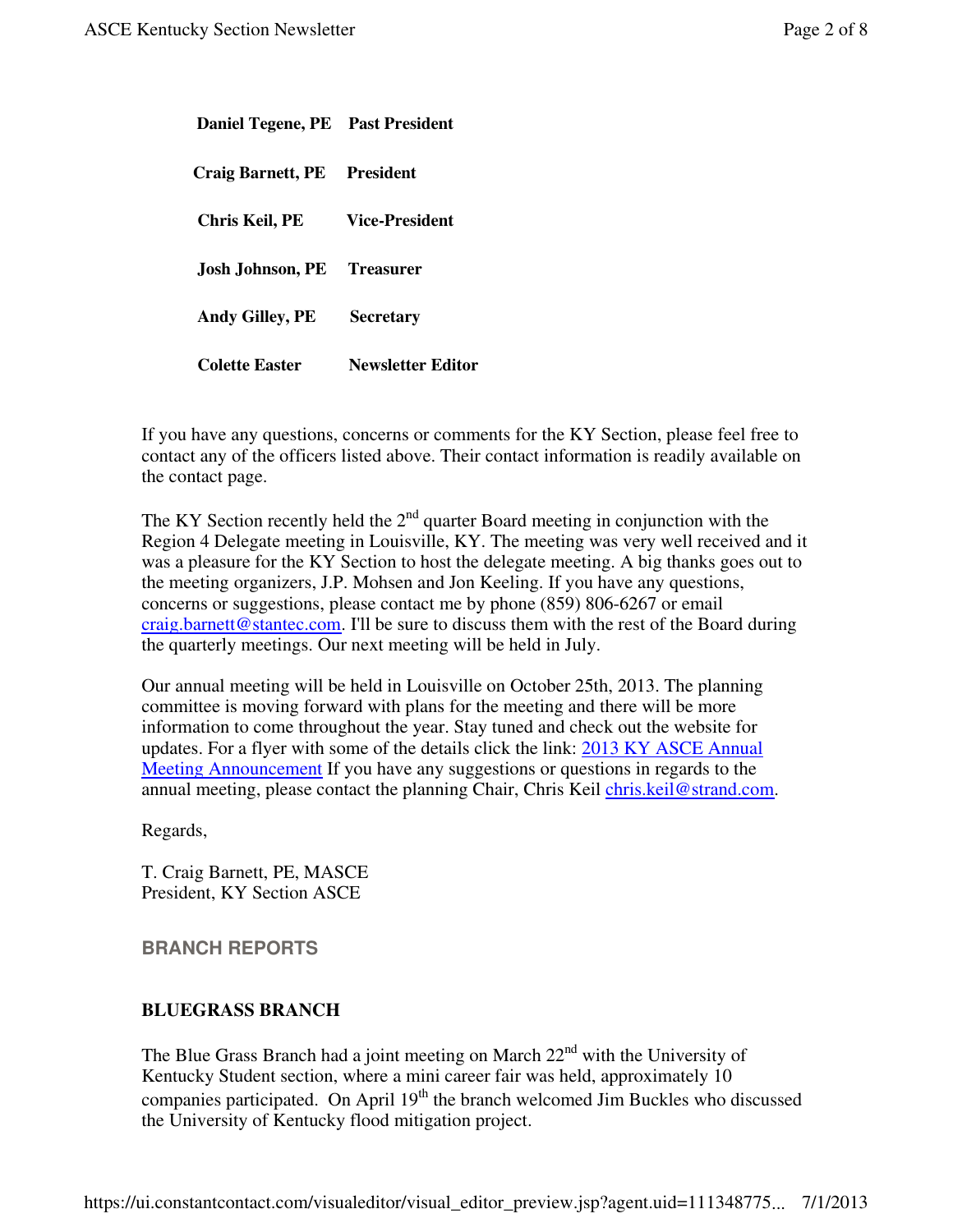| | |
|---|---|
| **Daniel Tegene, PE** | **Past President** |
| **Craig Barnett, PE** | **President** |
| **Chris Keil, PE** | **Vice-President** |
| **Josh Johnson, PE** | **Treasurer** |
| **Andy Gilley, PE** | **Secretary** |
| **Colette Easter** | **Newsletter Editor** |

If you have any questions, concerns or comments for the KY Section, please feel free to contact any of the officers listed above. Their contact information is readily available on the contact page.

The KY Section recently held the 2nd quarter Board meeting in conjunction with the Region 4 Delegate meeting in Louisville, KY. The meeting was very well received and it was a pleasure for the KY Section to host the delegate meeting. A big thanks goes out to the meeting organizers, J.P. Mohsen and Jon Keeling. If you have any questions, concerns or suggestions, please contact me by phone (859) 806-6267 or email craig.barnett@stantec.com. I'll be sure to discuss them with the rest of the Board during the quarterly meetings. Our next meeting will be held in July.

Our annual meeting will be held in Louisville on October 25th, 2013. The planning committee is moving forward with plans for the meeting and there will be more information to come throughout the year. Stay tuned and check out the website for updates. For a flyer with some of the details click the link: 2013 KY ASCE Annual Meeting Announcement If you have any suggestions or questions in regards to the annual meeting, please contact the planning Chair, Chris Keil chris.keil@strand.com.

Regards,

T. Craig Barnett, PE, MASCE
President, KY Section ASCE

## BRANCH REPORTS

### BLUEGRASS BRANCH

The Blue Grass Branch had a joint meeting on March 22nd with the University of Kentucky Student section, where a mini career fair was held, approximately 10 companies participated. On April 19th the branch welcomed Jim Buckles who discussed the University of Kentucky flood mitigation project.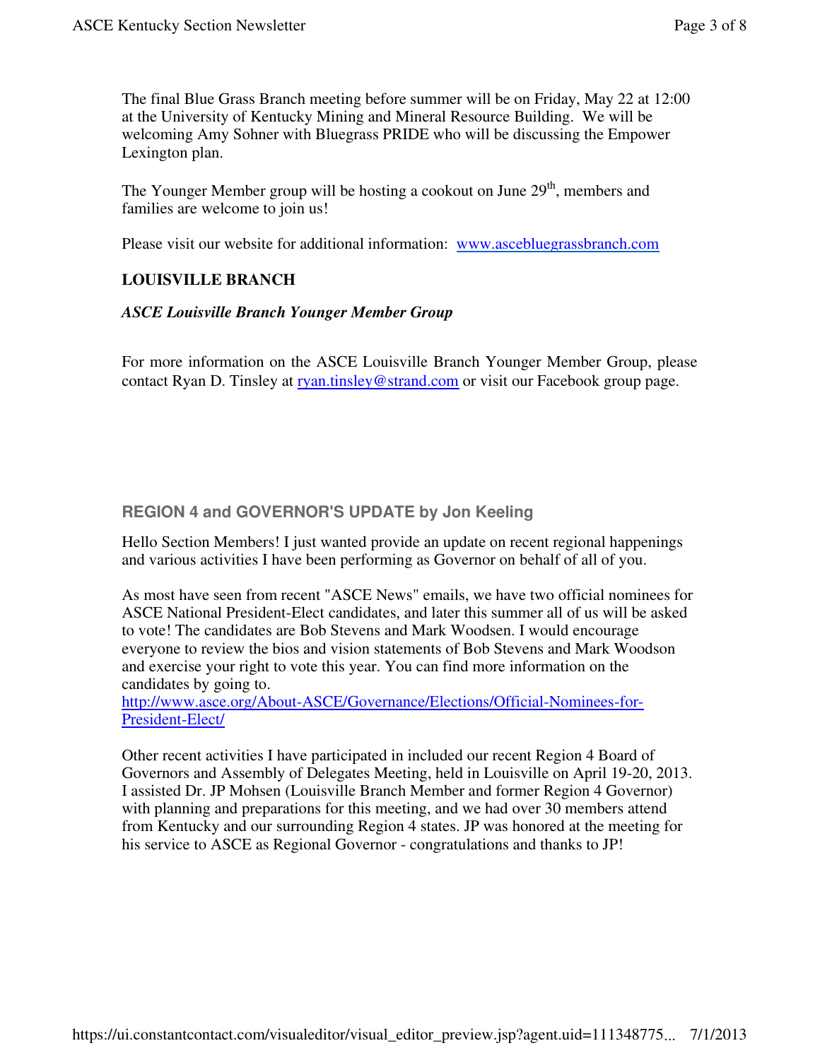The final Blue Grass Branch meeting before summer will be on Friday, May 22 at 12:00 at the University of Kentucky Mining and Mineral Resource Building. We will be welcoming Amy Sohner with Bluegrass PRIDE who will be discussing the Empower Lexington plan.

The Younger Member group will be hosting a cookout on June 29th, members and families are welcome to join us!

Please visit our website for additional information: [www.ascebluegrassbranch.com](www.ascebluegrassbranch.com)

**LOUISVILLE BRANCH**

***ASCE Louisville Branch Younger Member Group***

For more information on the ASCE Louisville Branch Younger Member Group, please contact Ryan D. Tinsley at [ryan.tinsley@strand.com](mailto:ryan.tinsley@strand.com) or visit our Facebook group page.

## REGION 4 and GOVERNOR'S UPDATE by Jon Keeling

Hello Section Members! I just wanted provide an update on recent regional happenings and various activities I have been performing as Governor on behalf of all of you.

As most have seen from recent "ASCE News" emails, we have two official nominees for ASCE National President-Elect candidates, and later this summer all of us will be asked to vote! The candidates are Bob Stevens and Mark Woodsen. I would encourage everyone to review the bios and vision statements of Bob Stevens and Mark Woodson and exercise your right to vote this year. You can find more information on the candidates by going to. [http://www.asce.org/About-ASCE/Governance/Elections/Official-Nominees-for-President-Elect/](http://www.asce.org/About-ASCE/Governance/Elections/Official-Nominees-for-President-Elect/)

Other recent activities I have participated in included our recent Region 4 Board of Governors and Assembly of Delegates Meeting, held in Louisville on April 19-20, 2013. I assisted Dr. JP Mohsen (Louisville Branch Member and former Region 4 Governor) with planning and preparations for this meeting, and we had over 30 members attend from Kentucky and our surrounding Region 4 states. JP was honored at the meeting for his service to ASCE as Regional Governor - congratulations and thanks to JP!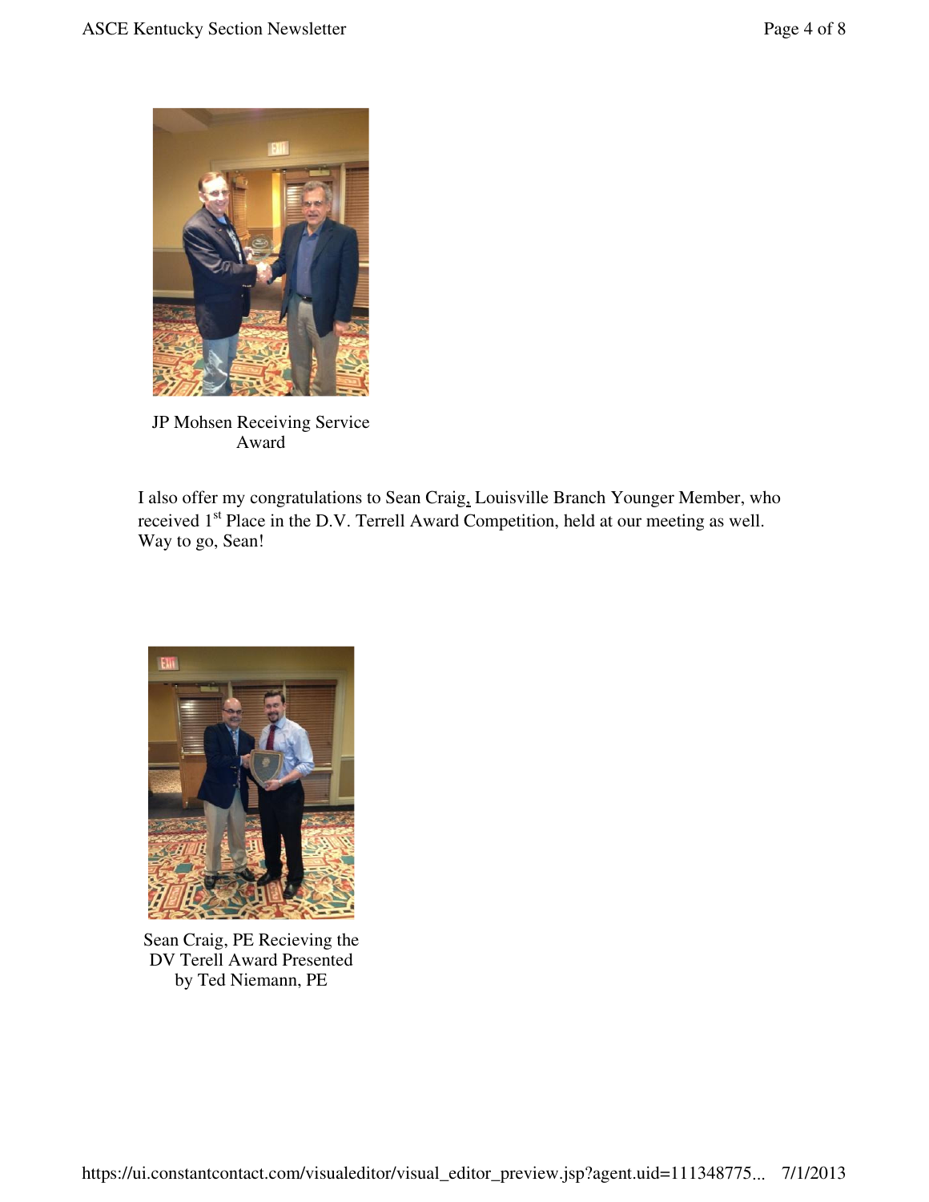JP Mohsen Receiving Service Award

I also offer my congratulations to Sean Craig, Louisville Branch Younger Member, who received 1st Place in the D.V. Terrell Award Competition, held at our meeting as well. Way to go, Sean!

Sean Craig, PE Recieving the DV Terell Award Presented by Ted Niemann, PE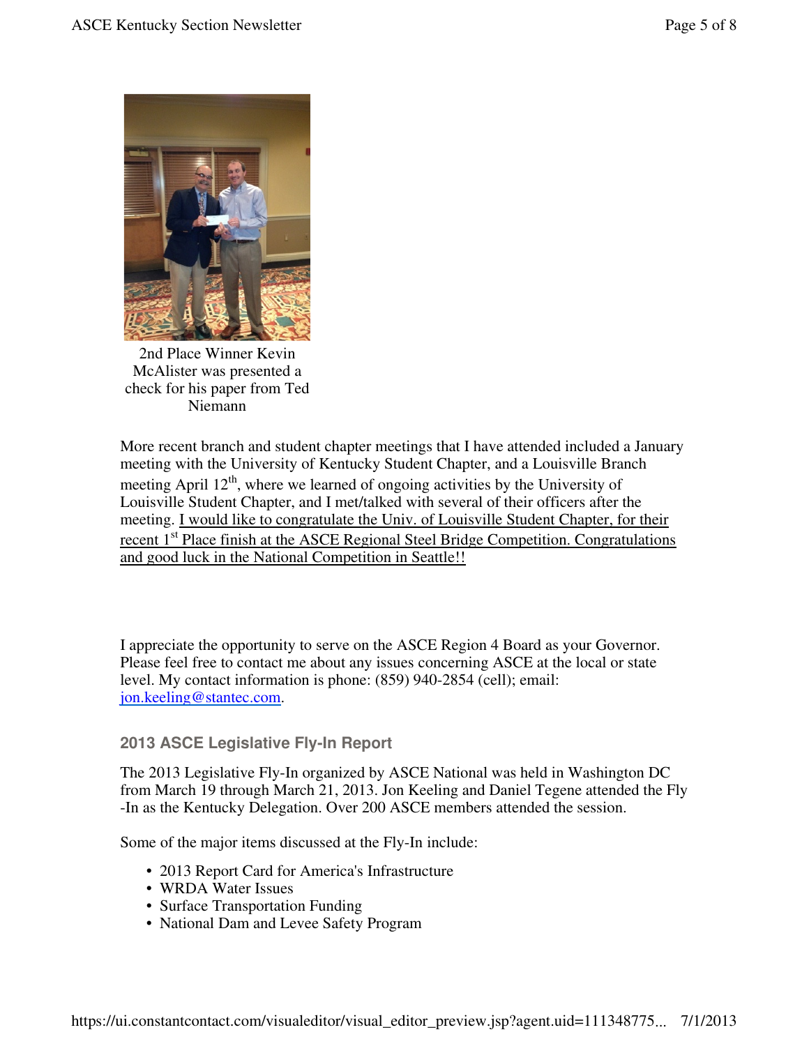2nd Place Winner Kevin McAlister was presented a check for his paper from Ted Niemann

More recent branch and student chapter meetings that I have attended included a January meeting with the University of Kentucky Student Chapter, and a Louisville Branch meeting April 12th, where we learned of ongoing activities by the University of Louisville Student Chapter, and I met/talked with several of their officers after the meeting. I would like to congratulate the Univ. of Louisville Student Chapter, for their recent 1st Place finish at the ASCE Regional Steel Bridge Competition. Congratulations and good luck in the National Competition in Seattle!!

I appreciate the opportunity to serve on the ASCE Region 4 Board as your Governor. Please feel free to contact me about any issues concerning ASCE at the local or state level. My contact information is phone: (859) 940-2854 (cell); email: jon.keeling@stantec.com.

### 2013 ASCE Legislative Fly-In Report

The 2013 Legislative Fly-In organized by ASCE National was held in Washington DC from March 19 through March 21, 2013. Jon Keeling and Daniel Tegene attended the Fly-In as the Kentucky Delegation. Over 200 ASCE members attended the session.

Some of the major items discussed at the Fly-In include:

- 2013 Report Card for America's Infrastructure
- WRDA Water Issues
- Surface Transportation Funding
- National Dam and Levee Safety Program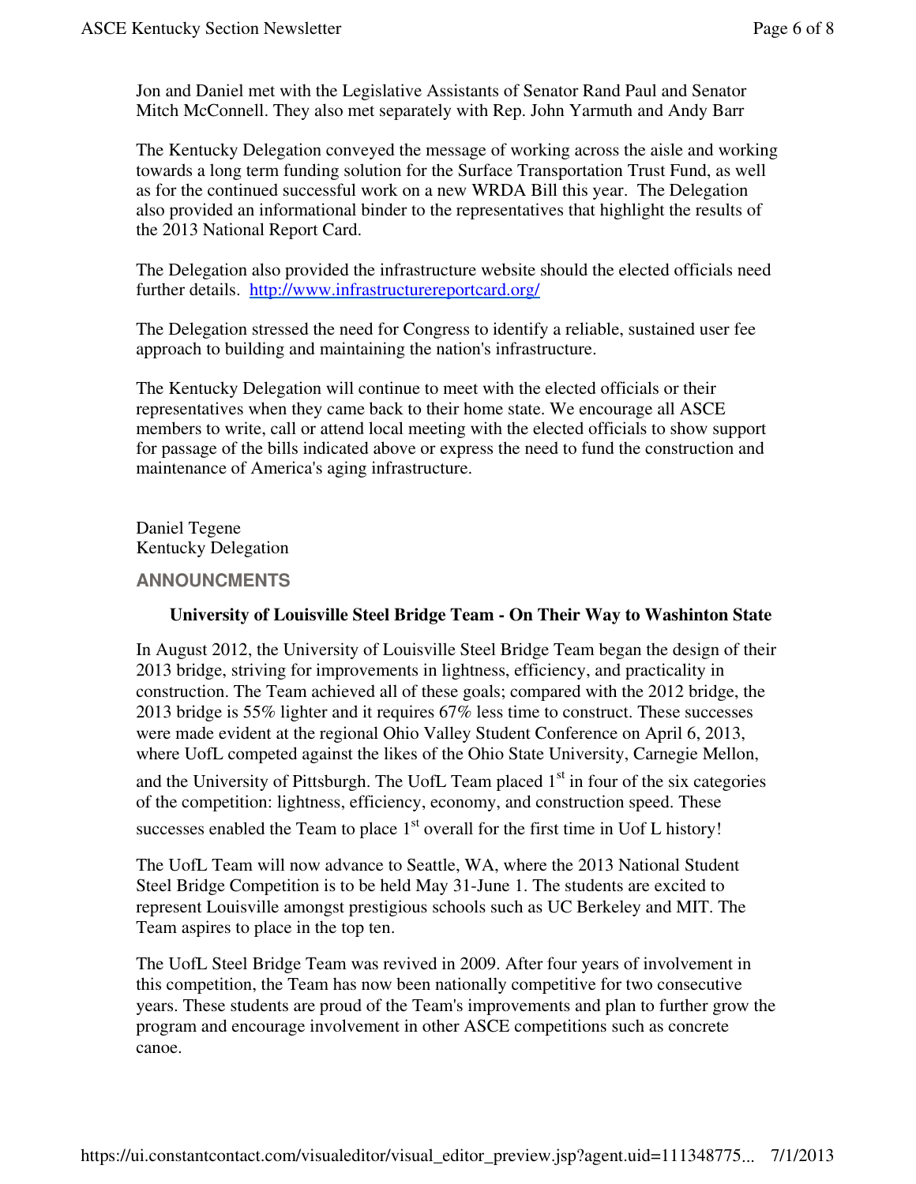Jon and Daniel met with the Legislative Assistants of Senator Rand Paul and Senator Mitch McConnell. They also met separately with Rep. John Yarmuth and Andy Barr

The Kentucky Delegation conveyed the message of working across the aisle and working towards a long term funding solution for the Surface Transportation Trust Fund, as well as for the continued successful work on a new WRDA Bill this year. The Delegation also provided an informational binder to the representatives that highlight the results of the 2013 National Report Card.

The Delegation also provided the infrastructure website should the elected officials need further details. [http://www.infrastructurereportcard.org/](http://www.infrastructurereportcard.org/)

The Delegation stressed the need for Congress to identify a reliable, sustained user fee approach to building and maintaining the nation's infrastructure.

The Kentucky Delegation will continue to meet with the elected officials or their representatives when they came back to their home state. We encourage all ASCE members to write, call or attend local meeting with the elected officials to show support for passage of the bills indicated above or express the need to fund the construction and maintenance of America's aging infrastructure.

Daniel Tegene
Kentucky Delegation

## ANNOUNCMENTS

### University of Louisville Steel Bridge Team - On Their Way to Washinton State

In August 2012, the University of Louisville Steel Bridge Team began the design of their 2013 bridge, striving for improvements in lightness, efficiency, and practicality in construction. The Team achieved all of these goals; compared with the 2012 bridge, the 2013 bridge is 55% lighter and it requires 67% less time to construct. These successes were made evident at the regional Ohio Valley Student Conference on April 6, 2013, where UofL competed against the likes of the Ohio State University, Carnegie Mellon, and the University of Pittsburgh. The UofL Team placed 1st in four of the six categories of the competition: lightness, efficiency, economy, and construction speed. These successes enabled the Team to place 1st overall for the first time in Uof L history!

The UofL Team will now advance to Seattle, WA, where the 2013 National Student Steel Bridge Competition is to be held May 31-June 1. The students are excited to represent Louisville amongst prestigious schools such as UC Berkeley and MIT. The Team aspires to place in the top ten.

The UofL Steel Bridge Team was revived in 2009. After four years of involvement in this competition, the Team has now been nationally competitive for two consecutive years. These students are proud of the Team's improvements and plan to further grow the program and encourage involvement in other ASCE competitions such as concrete canoe.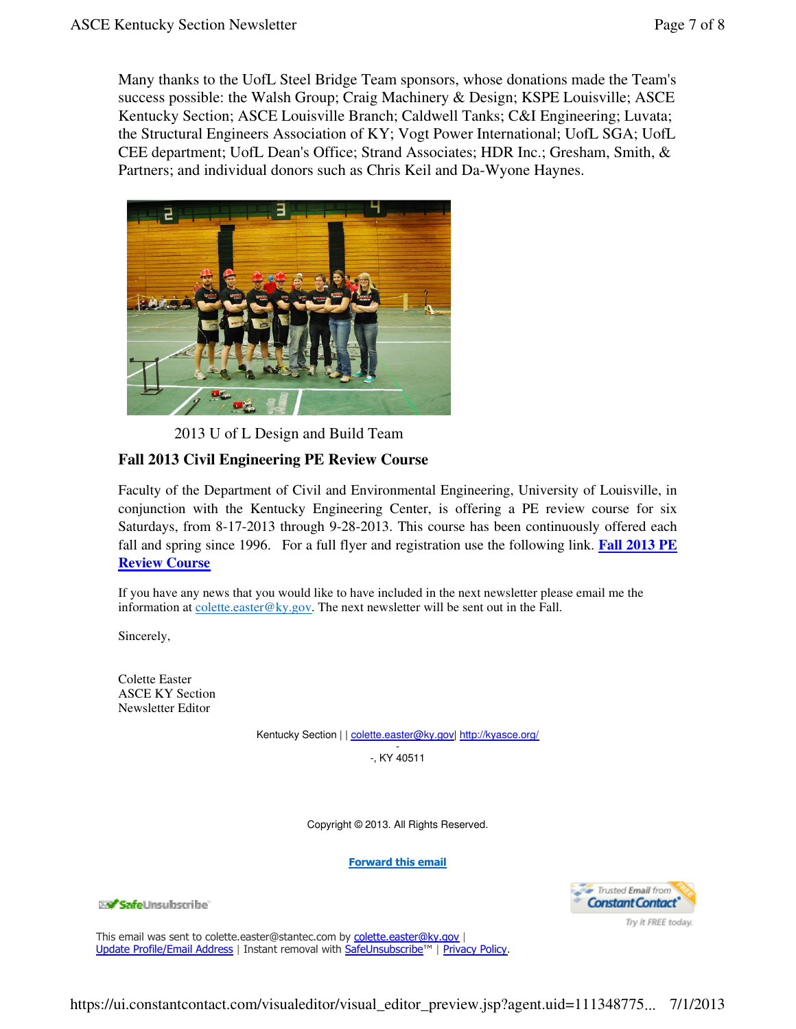Many thanks to the UofL Steel Bridge Team sponsors, whose donations made the Team's success possible: the Walsh Group; Craig Machinery & Design; KSPE Louisville; ASCE Kentucky Section; ASCE Louisville Branch; Caldwell Tanks; C&I Engineering; Luvata; the Structural Engineers Association of KY; Vogt Power International; UofL SGA; UofL CEE department; UofL Dean's Office; Strand Associates; HDR Inc.; Gresham, Smith, & Partners; and individual donors such as Chris Keil and Da-Wyone Haynes.

2013 U of L Design and Build Team

### Fall 2013 Civil Engineering PE Review Course

Faculty of the Department of Civil and Environmental Engineering, University of Louisville, in conjunction with the Kentucky Engineering Center, is offering a PE review course for six Saturdays, from 8-17-2013 through 9-28-2013. This course has been continuously offered each fall and spring since 1996. For a full flyer and registration use the following link. **Fall 2013 PE Review Course**

If you have any news that you would like to have included in the next newsletter please email me the information at colette.easter@ky.gov. The next newsletter will be sent out in the Fall.

Sincerely,

Colette Easter
ASCE KY Section
Newsletter Editor

Kentucky Section | | colette.easter@ky.gov| http://kyasce.org/
-
-, KY 40511

Copyright © 2013. All Rights Reserved.

**Forward this email**

SafeUnsubscribe

Trusted Email from Constant Contact — Try it FREE today.

This email was sent to colette.easter@stantec.com by colette.easter@ky.gov |
Update Profile/Email Address | Instant removal with SafeUnsubscribe™ | Privacy Policy.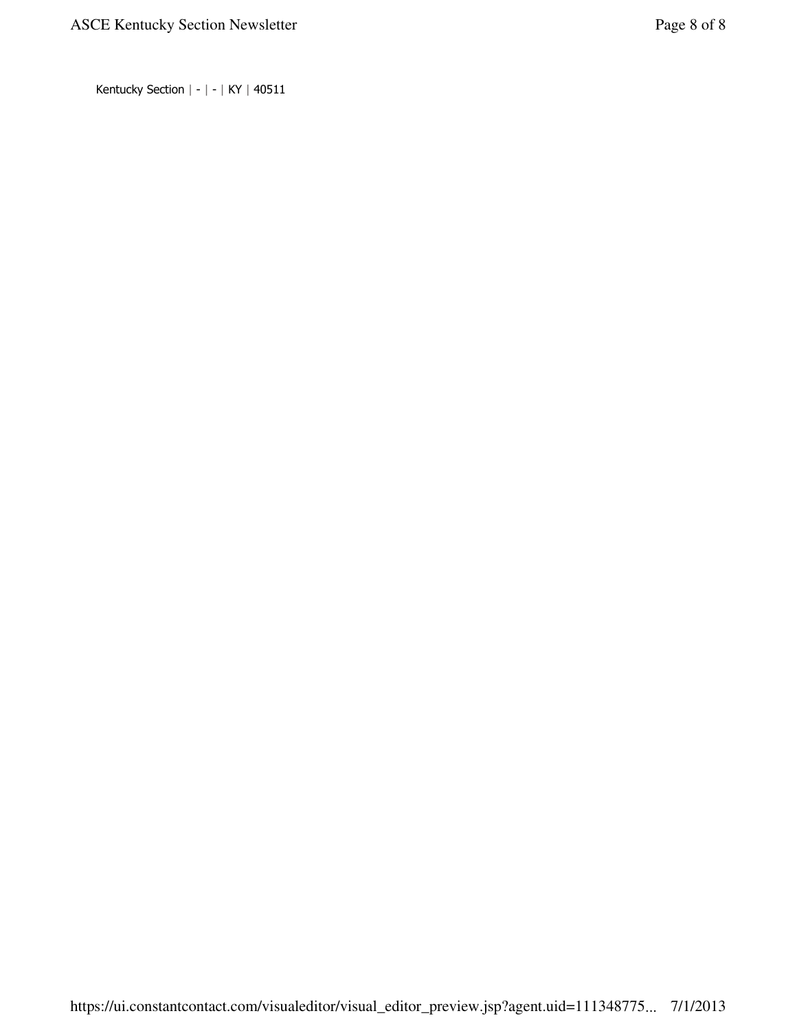Kentucky Section | - | - | KY | 40511